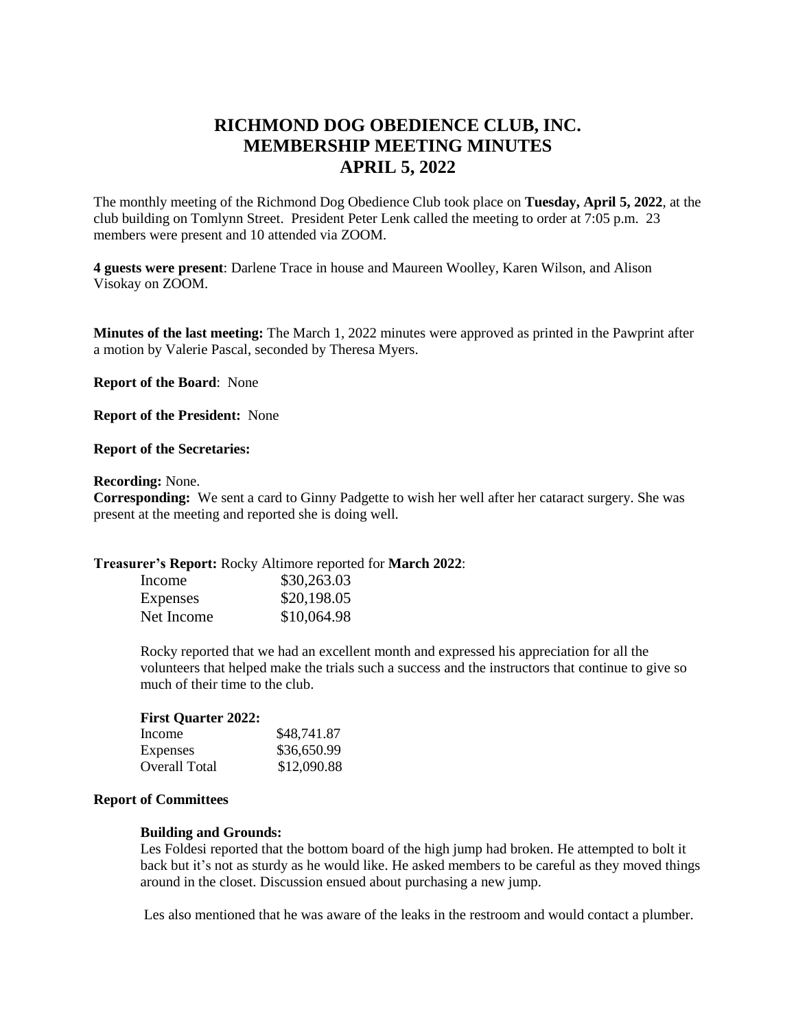# RICHMOND DOG OBEDIENCE CLUB, INC.
# MEMBERSHIP MEETING MINUTES
# APRIL 5, 2022

The monthly meeting of the Richmond Dog Obedience Club took place on **Tuesday, April 5, 2022**, at the club building on Tomlynn Street. President Peter Lenk called the meeting to order at 7:05 p.m. 23 members were present and 10 attended via ZOOM.

**4 guests were present**: Darlene Trace in house and Maureen Woolley, Karen Wilson, and Alison Visokay on ZOOM.

**Minutes of the last meeting:** The March 1, 2022 minutes were approved as printed in the Pawprint after a motion by Valerie Pascal, seconded by Theresa Myers.

**Report of the Board**: None

**Report of the President:** None

**Report of the Secretaries:**

**Recording:** None.
**Corresponding:** We sent a card to Ginny Padgette to wish her well after her cataract surgery. She was present at the meeting and reported she is doing well.

**Treasurer's Report:** Rocky Altimore reported for **March 2022**:

| | |
|---|---|
| Income | $30,263.03 |
| Expenses | $20,198.05 |
| Net Income | $10,064.98 |

Rocky reported that we had an excellent month and expressed his appreciation for all the volunteers that helped make the trials such a success and the instructors that continue to give so much of their time to the club.

**First Quarter 2022:**

| | |
|---|---|
| Income | $48,741.87 |
| Expenses | $36,650.99 |
| Overall Total | $12,090.88 |

**Report of Committees**

**Building and Grounds:**
Les Foldesi reported that the bottom board of the high jump had broken. He attempted to bolt it back but it's not as sturdy as he would like. He asked members to be careful as they moved things around in the closet. Discussion ensued about purchasing a new jump.

Les also mentioned that he was aware of the leaks in the restroom and would contact a plumber.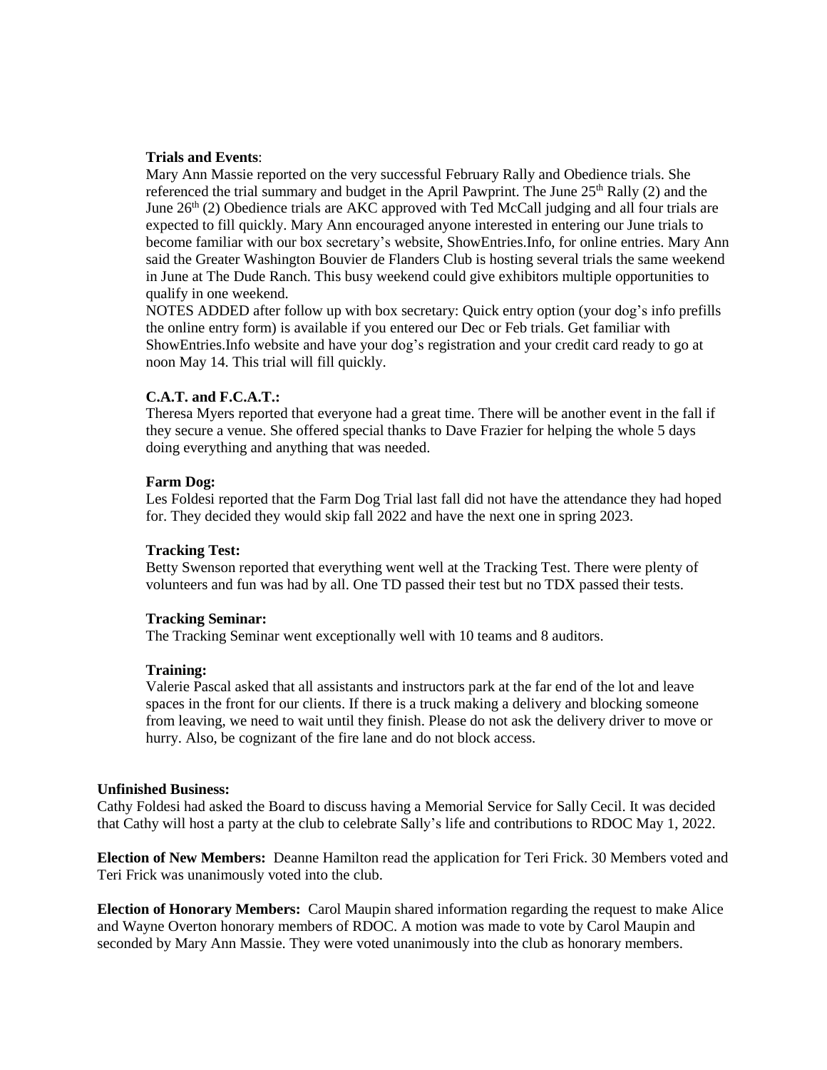**Trials and Events**:

Mary Ann Massie reported on the very successful February Rally and Obedience trials. She referenced the trial summary and budget in the April Pawprint. The June 25th Rally (2) and the June 26th (2) Obedience trials are AKC approved with Ted McCall judging and all four trials are expected to fill quickly. Mary Ann encouraged anyone interested in entering our June trials to become familiar with our box secretary's website, ShowEntries.Info, for online entries. Mary Ann said the Greater Washington Bouvier de Flanders Club is hosting several trials the same weekend in June at The Dude Ranch. This busy weekend could give exhibitors multiple opportunities to qualify in one weekend.

NOTES ADDED after follow up with box secretary: Quick entry option (your dog's info prefills the online entry form) is available if you entered our Dec or Feb trials. Get familiar with ShowEntries.Info website and have your dog's registration and your credit card ready to go at noon May 14. This trial will fill quickly.

**C.A.T. and F.C.A.T.:**

Theresa Myers reported that everyone had a great time. There will be another event in the fall if they secure a venue. She offered special thanks to Dave Frazier for helping the whole 5 days doing everything and anything that was needed.

**Farm Dog:**

Les Foldesi reported that the Farm Dog Trial last fall did not have the attendance they had hoped for. They decided they would skip fall 2022 and have the next one in spring 2023.

**Tracking Test:**

Betty Swenson reported that everything went well at the Tracking Test. There were plenty of volunteers and fun was had by all. One TD passed their test but no TDX passed their tests.

**Tracking Seminar:**

The Tracking Seminar went exceptionally well with 10 teams and 8 auditors.

**Training:**

Valerie Pascal asked that all assistants and instructors park at the far end of the lot and leave spaces in the front for our clients. If there is a truck making a delivery and blocking someone from leaving, we need to wait until they finish. Please do not ask the delivery driver to move or hurry. Also, be cognizant of the fire lane and do not block access.

**Unfinished Business:**

Cathy Foldesi had asked the Board to discuss having a Memorial Service for Sally Cecil. It was decided that Cathy will host a party at the club to celebrate Sally's life and contributions to RDOC May 1, 2022.

**Election of New Members:** Deanne Hamilton read the application for Teri Frick. 30 Members voted and Teri Frick was unanimously voted into the club.

**Election of Honorary Members:** Carol Maupin shared information regarding the request to make Alice and Wayne Overton honorary members of RDOC. A motion was made to vote by Carol Maupin and seconded by Mary Ann Massie. They were voted unanimously into the club as honorary members.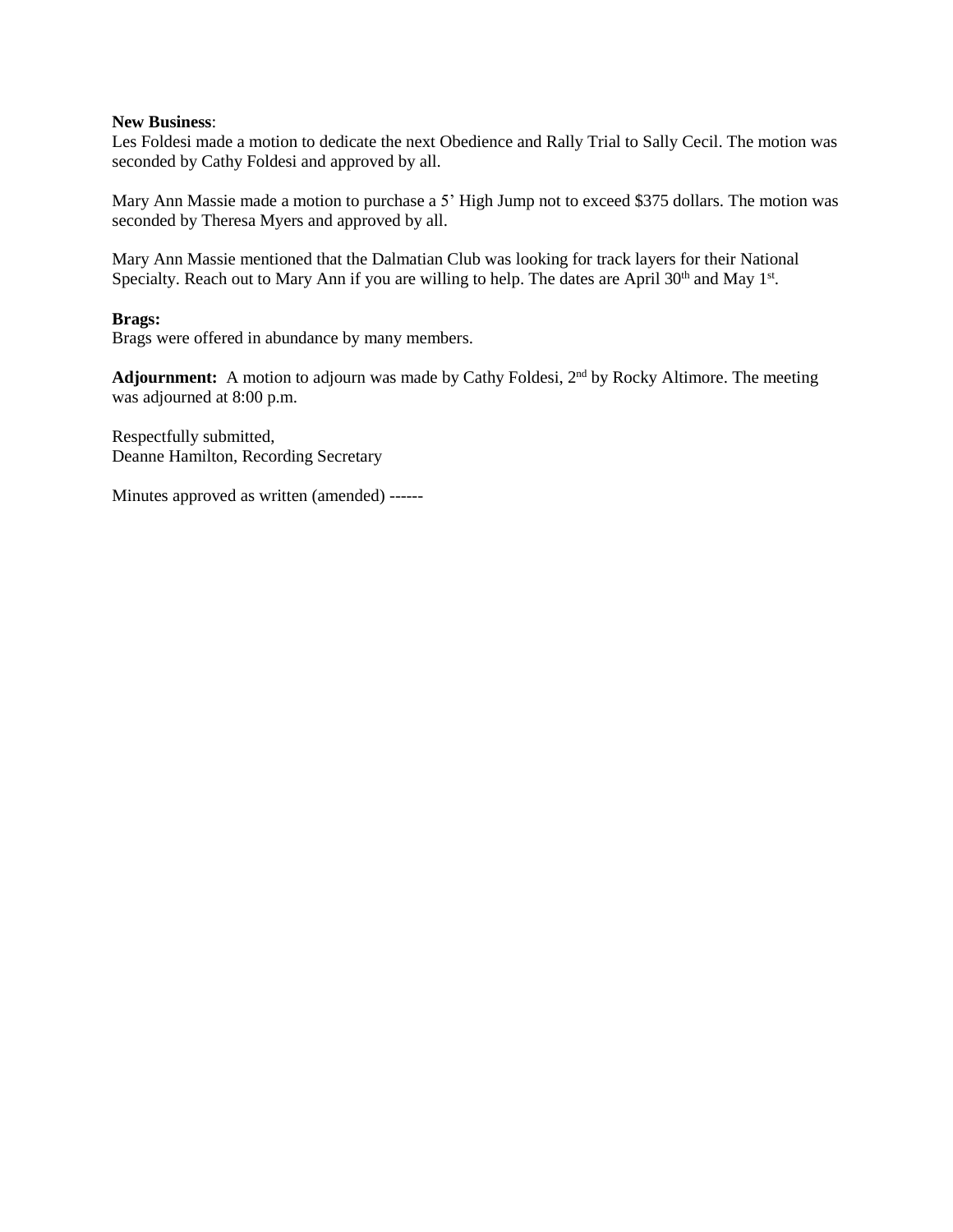**New Business**:
Les Foldesi made a motion to dedicate the next Obedience and Rally Trial to Sally Cecil. The motion was seconded by Cathy Foldesi and approved by all.

Mary Ann Massie made a motion to purchase a 5' High Jump not to exceed $375 dollars. The motion was seconded by Theresa Myers and approved by all.

Mary Ann Massie mentioned that the Dalmatian Club was looking for track layers for their National Specialty. Reach out to Mary Ann if you are willing to help. The dates are April 30th and May 1st.

**Brags:**
Brags were offered in abundance by many members.

**Adjournment:** A motion to adjourn was made by Cathy Foldesi, 2nd by Rocky Altimore. The meeting was adjourned at 8:00 p.m.

Respectfully submitted,
Deanne Hamilton, Recording Secretary

Minutes approved as written (amended) ------